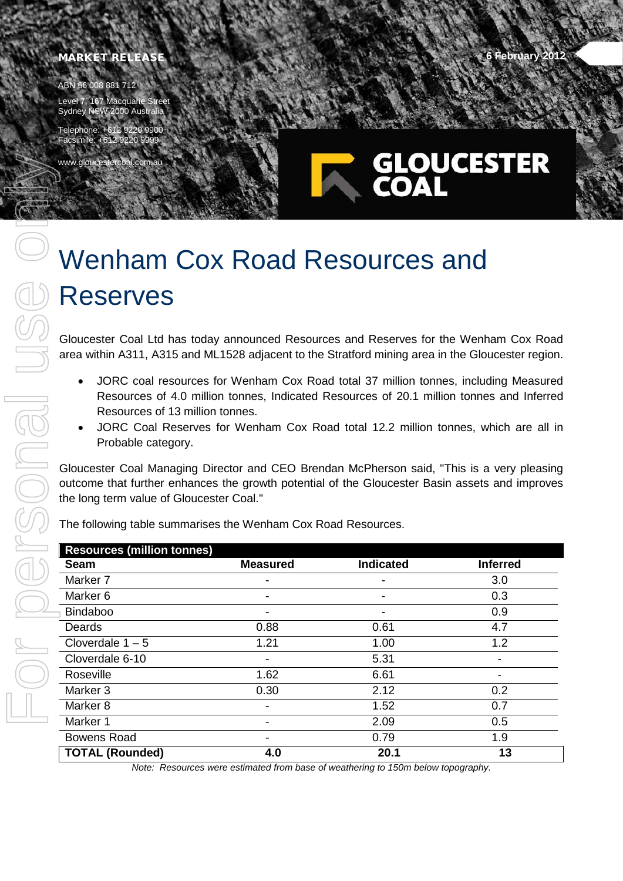**MARKET RELEASE**

6 February 2012

ABN 66 008 881 712

Level 7, 167 Macquarie Street
Sydney NSW 2000 Australia

Telephone: +612 9220 9900
Facsimile: +612 9220 9999

www.gloucestercoal.com.au

**GLOUCESTER COAL**

# Wenham Cox Road Resources and Reserves

Gloucester Coal Ltd has today announced Resources and Reserves for the Wenham Cox Road area within A311, A315 and ML1528 adjacent to the Stratford mining area in the Gloucester region.

- JORC coal resources for Wenham Cox Road total 37 million tonnes, including Measured Resources of 4.0 million tonnes, Indicated Resources of 20.1 million tonnes and Inferred Resources of 13 million tonnes.
- JORC Coal Reserves for Wenham Cox Road total 12.2 million tonnes, which are all in Probable category.

Gloucester Coal Managing Director and CEO Brendan McPherson said, "This is a very pleasing outcome that further enhances the growth potential of the Gloucester Basin assets and improves the long term value of Gloucester Coal."

The following table summarises the Wenham Cox Road Resources.

| **Resources (million tonnes)** | | | |
|---|---|---|---|
| **Seam** | **Measured** | **Indicated** | **Inferred** |
| Marker 7 | - | - | 3.0 |
| Marker 6 | - | - | 0.3 |
| Bindaboo | - | - | 0.9 |
| Deards | 0.88 | 0.61 | 4.7 |
| Cloverdale 1 – 5 | 1.21 | 1.00 | 1.2 |
| Cloverdale 6-10 | - | 5.31 | - |
| Roseville | 1.62 | 6.61 | - |
| Marker 3 | 0.30 | 2.12 | 0.2 |
| Marker 8 | - | 1.52 | 0.7 |
| Marker 1 | - | 2.09 | 0.5 |
| Bowens Road | - | 0.79 | 1.9 |
| **TOTAL (Rounded)** | **4.0** | **20.1** | **13** |

*Note: Resources were estimated from base of weathering to 150m below topography.*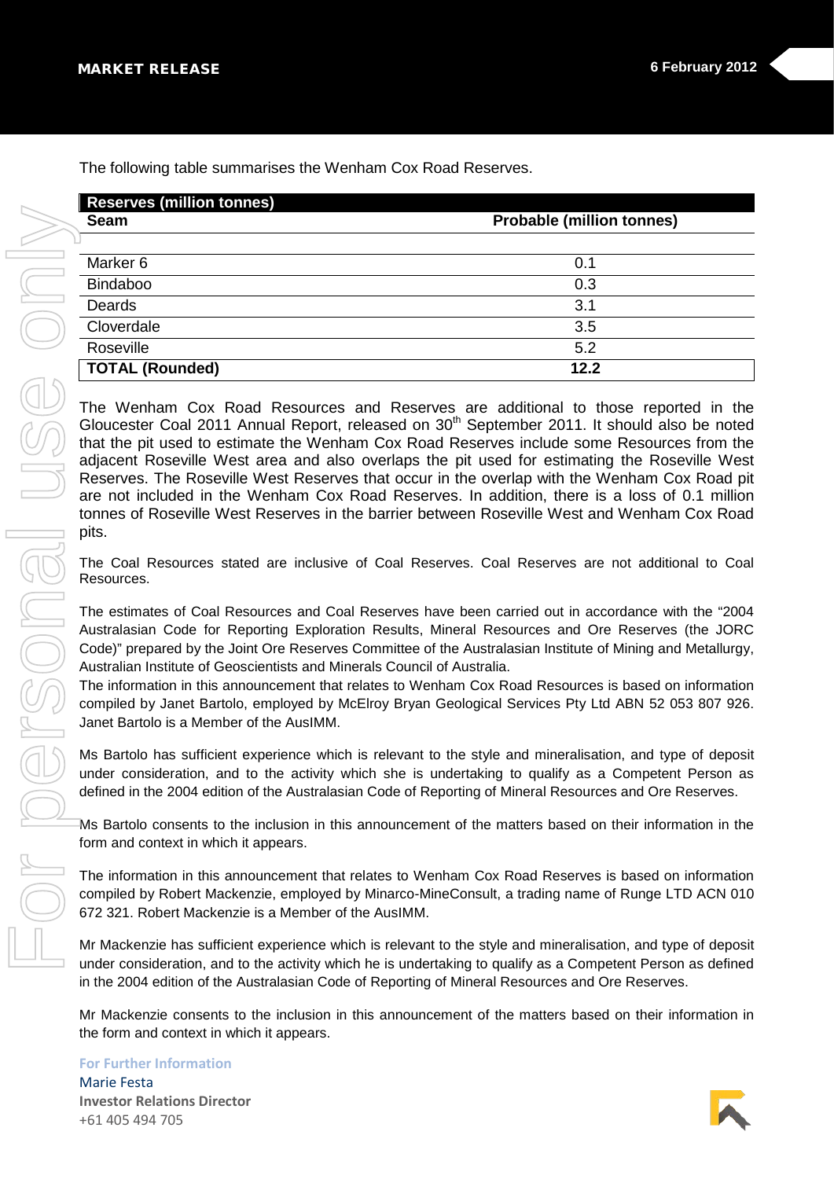The following table summarises the Wenham Cox Road Reserves.

| Reserves (million tonnes) | |
|---|---|
| **Seam** | **Probable (million tonnes)** |
| Marker 6 | 0.1 |
| Bindaboo | 0.3 |
| Deards | 3.1 |
| Cloverdale | 3.5 |
| Roseville | 5.2 |
| **TOTAL (Rounded)** | **12.2** |

The Wenham Cox Road Resources and Reserves are additional to those reported in the Gloucester Coal 2011 Annual Report, released on 30th September 2011. It should also be noted that the pit used to estimate the Wenham Cox Road Reserves include some Resources from the adjacent Roseville West area and also overlaps the pit used for estimating the Roseville West Reserves. The Roseville West Reserves that occur in the overlap with the Wenham Cox Road pit are not included in the Wenham Cox Road Reserves. In addition, there is a loss of 0.1 million tonnes of Roseville West Reserves in the barrier between Roseville West and Wenham Cox Road pits.

The Coal Resources stated are inclusive of Coal Reserves. Coal Reserves are not additional to Coal Resources.

The estimates of Coal Resources and Coal Reserves have been carried out in accordance with the "2004 Australasian Code for Reporting Exploration Results, Mineral Resources and Ore Reserves (the JORC Code)" prepared by the Joint Ore Reserves Committee of the Australasian Institute of Mining and Metallurgy, Australian Institute of Geoscientists and Minerals Council of Australia.

The information in this announcement that relates to Wenham Cox Road Resources is based on information compiled by Janet Bartolo, employed by McElroy Bryan Geological Services Pty Ltd ABN 52 053 807 926. Janet Bartolo is a Member of the AusIMM.

Ms Bartolo has sufficient experience which is relevant to the style and mineralisation, and type of deposit under consideration, and to the activity which she is undertaking to qualify as a Competent Person as defined in the 2004 edition of the Australasian Code of Reporting of Mineral Resources and Ore Reserves.

Ms Bartolo consents to the inclusion in this announcement of the matters based on their information in the form and context in which it appears.

The information in this announcement that relates to Wenham Cox Road Reserves is based on information compiled by Robert Mackenzie, employed by Minarco-MineConsult, a trading name of Runge LTD ACN 010 672 321. Robert Mackenzie is a Member of the AusIMM.

Mr Mackenzie has sufficient experience which is relevant to the style and mineralisation, and type of deposit under consideration, and to the activity which he is undertaking to qualify as a Competent Person as defined in the 2004 edition of the Australasian Code of Reporting of Mineral Resources and Ore Reserves.

Mr Mackenzie consents to the inclusion in this announcement of the matters based on their information in the form and context in which it appears.

**For Further Information**
Marie Festa
**Investor Relations Director**
+61 405 494 705